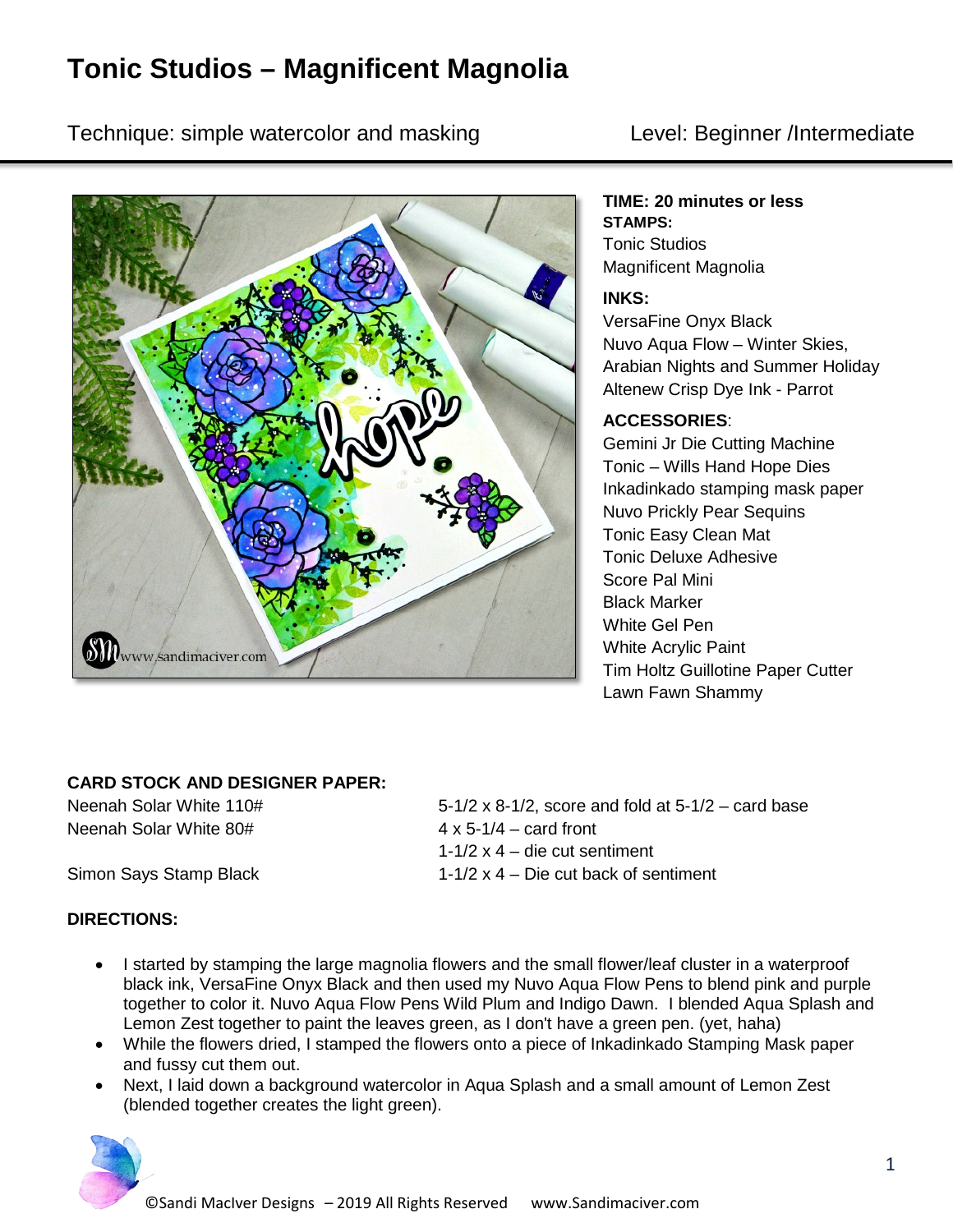# Tonic Studios – Magnificent Magnolia

Technique: simple watercolor and masking Level: Beginner /Intermediate

**TIME: 20 minutes or less**

**STAMPS:**

Tonic Studios
Magnificent Magnolia

**INKS:**

VersaFine Onyx Black
Nuvo Aqua Flow – Winter Skies, Arabian Nights and Summer Holiday
Altenew Crisp Dye Ink - Parrot

**ACCESSORIES**:

Gemini Jr Die Cutting Machine
Tonic – Wills Hand Hope Dies
Inkadinkado stamping mask paper
Nuvo Prickly Pear Sequins
Tonic Easy Clean Mat
Tonic Deluxe Adhesive
Score Pal Mini
Black Marker
White Gel Pen
White Acrylic Paint
Tim Holtz Guillotine Paper Cutter
Lawn Fawn Shammy

**CARD STOCK AND DESIGNER PAPER:**

| | |
|---|---|
| Neenah Solar White 110# | 5-1/2 x 8-1/2, score and fold at 5-1/2 – card base |
| Neenah Solar White 80# | 4 x 5-1/4 – card front |
| | 1-1/2 x 4 – die cut sentiment |
| Simon Says Stamp Black | 1-1/2 x 4 – Die cut back of sentiment |

**DIRECTIONS:**

- I started by stamping the large magnolia flowers and the small flower/leaf cluster in a waterproof black ink, VersaFine Onyx Black and then used my Nuvo Aqua Flow Pens to blend pink and purple together to color it. Nuvo Aqua Flow Pens Wild Plum and Indigo Dawn. I blended Aqua Splash and Lemon Zest together to paint the leaves green, as I don't have a green pen. (yet, haha)
- While the flowers dried, I stamped the flowers onto a piece of Inkadinkado Stamping Mask paper and fussy cut them out.
- Next, I laid down a background watercolor in Aqua Splash and a small amount of Lemon Zest (blended together creates the light green).

©Sandi MacIver Designs – 2019 All Rights Reserved www.Sandimaciver.com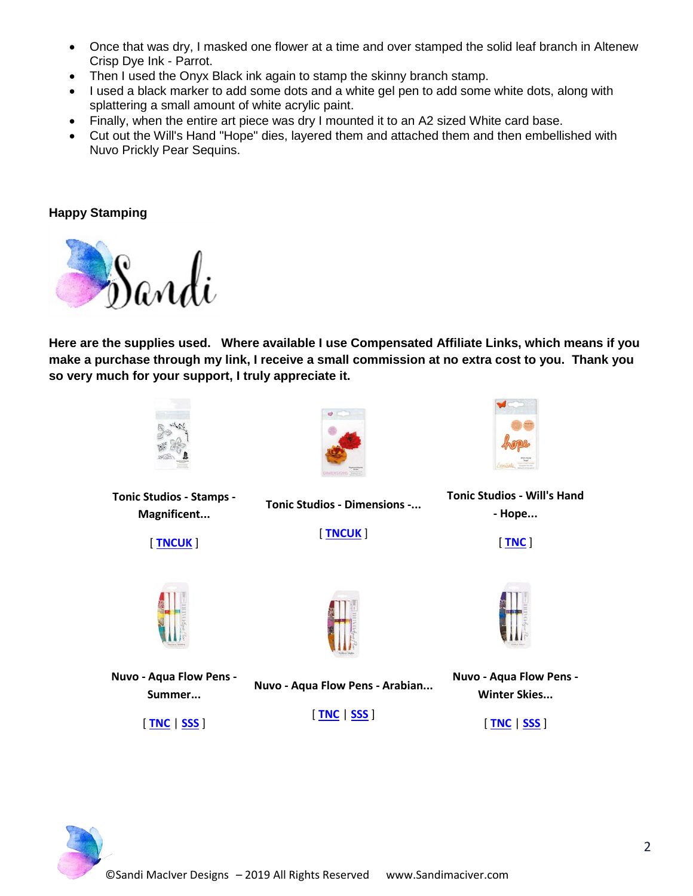- Once that was dry, I masked one flower at a time and over stamped the solid leaf branch in Altenew Crisp Dye Ink - Parrot.
- Then I used the Onyx Black ink again to stamp the skinny branch stamp.
- I used a black marker to add some dots and a white gel pen to add some white dots, along with splattering a small amount of white acrylic paint.
- Finally, when the entire art piece was dry I mounted it to an A2 sized White card base.
- Cut out the Will's Hand "Hope" dies, layered them and attached them and then embellished with Nuvo Prickly Pear Sequins.

**Happy Stamping**

Sandi

**Here are the supplies used. Where available I use Compensated Affiliate Links, which means if you make a purchase through my link, I receive a small commission at no extra cost to you. Thank you so very much for your support, I truly appreciate it.**

| | | |
|---|---|---|
| **Tonic Studios - Stamps - Magnificent...** [ TNCUK ] | **Tonic Studios - Dimensions -...** [ TNCUK ] | **Tonic Studios - Will's Hand - Hope...** [ TNC ] |
| **Nuvo - Aqua Flow Pens - Summer...** [ TNC \| SSS ] | **Nuvo - Aqua Flow Pens - Arabian...** [ TNC \| SSS ] | **Nuvo - Aqua Flow Pens - Winter Skies...** [ TNC \| SSS ] |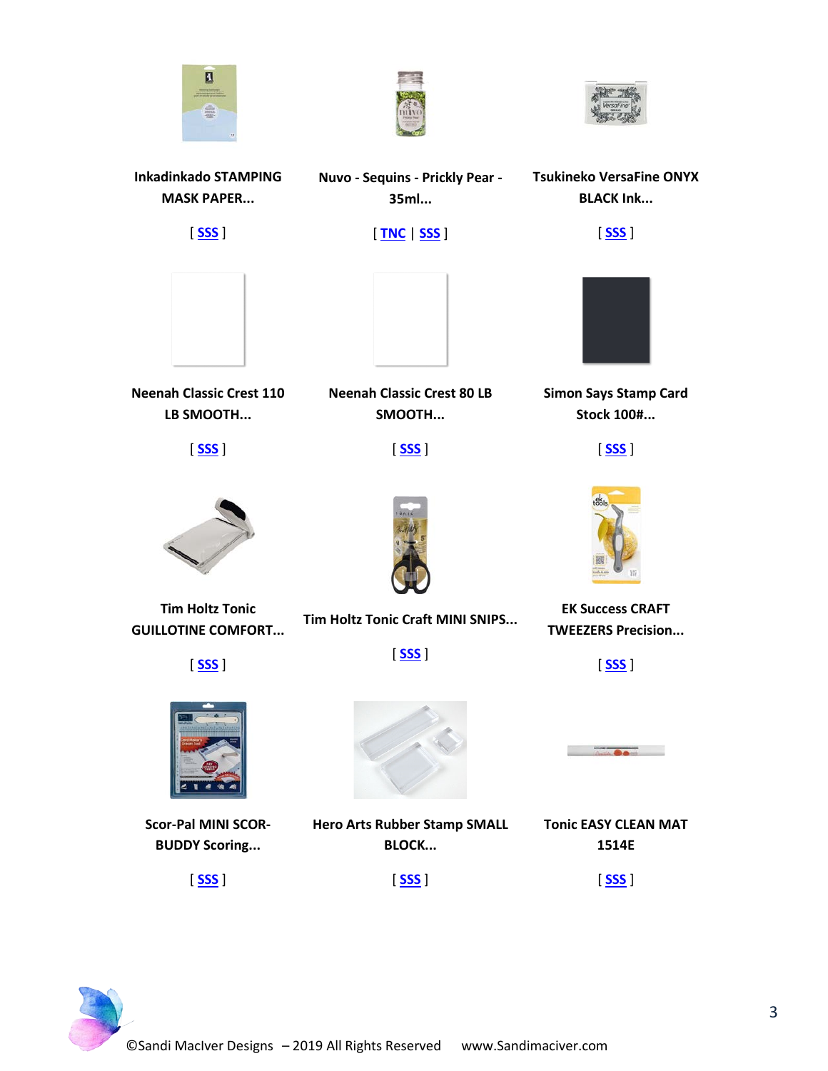Inkadinkado STAMPING MASK PAPER...

[ SSS ]

Nuvo - Sequins - Prickly Pear - 35ml...

[ TNC | SSS ]

Tsukineko VersaFine ONYX BLACK Ink...

[ SSS ]

Neenah Classic Crest 110 LB SMOOTH...

[ SSS ]

Neenah Classic Crest 80 LB SMOOTH...

[ SSS ]

Simon Says Stamp Card Stock 100#...

[ SSS ]

Tim Holtz Tonic GUILLOTINE COMFORT...

[ SSS ]

Tim Holtz Tonic Craft MINI SNIPS...

[ SSS ]

EK Success CRAFT TWEEZERS Precision...

[ SSS ]

Scor-Pal MINI SCOR-BUDDY Scoring...

[ SSS ]

Hero Arts Rubber Stamp SMALL BLOCK...

[ SSS ]

Tonic EASY CLEAN MAT 1514E

[ SSS ]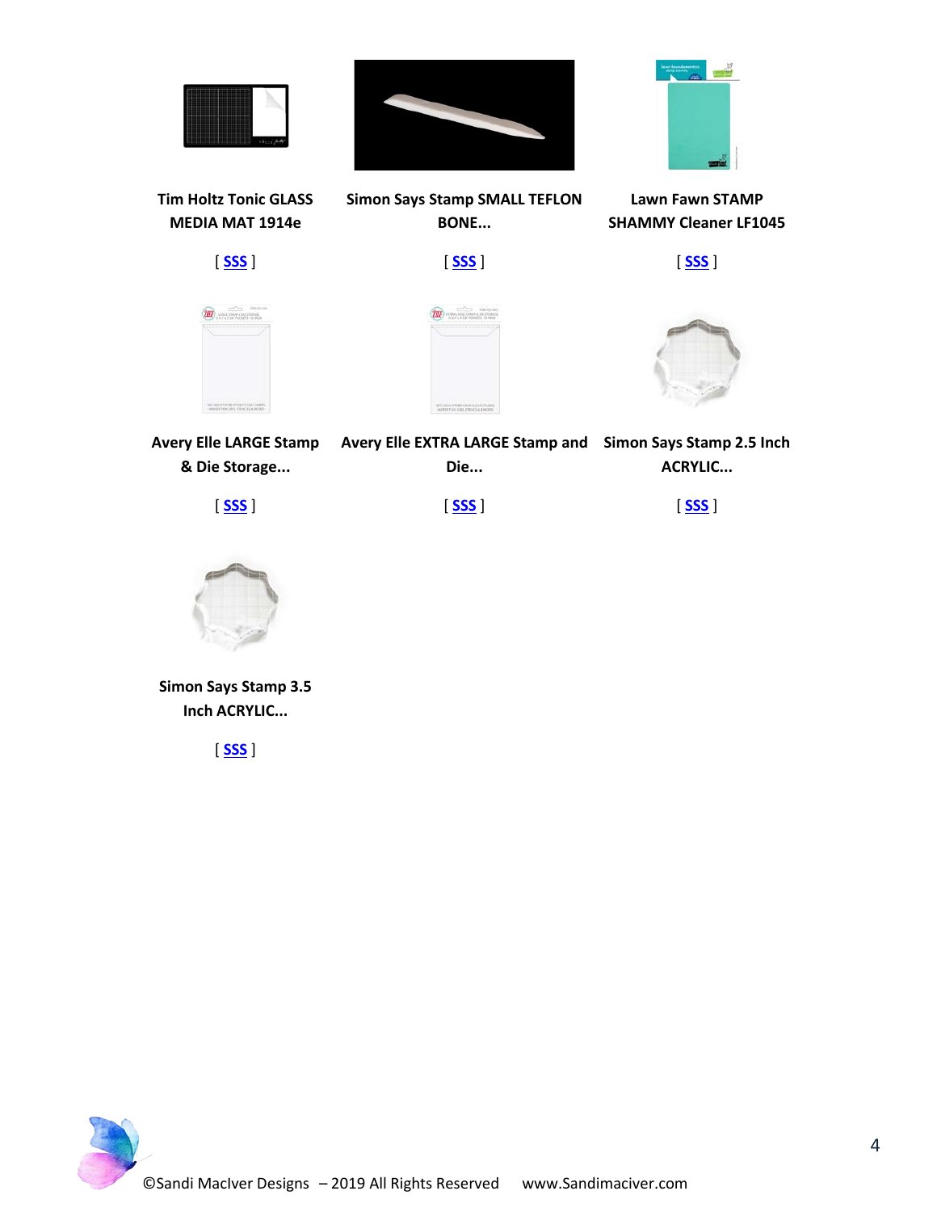**Tim Holtz Tonic GLASS MEDIA MAT 1914e**

[ SSS ]

**Simon Says Stamp SMALL TEFLON BONE...**

[ SSS ]

**Lawn Fawn STAMP SHAMMY Cleaner LF1045**

[ SSS ]

**Avery Elle LARGE Stamp & Die Storage...**

[ SSS ]

**Avery Elle EXTRA LARGE Stamp and Die...**

[ SSS ]

**Simon Says Stamp 2.5 Inch ACRYLIC...**

[ SSS ]

**Simon Says Stamp 3.5 Inch ACRYLIC...**

[ SSS ]

©Sandi MacIver Designs – 2019 All Rights Reserved www.Sandimaciver.com